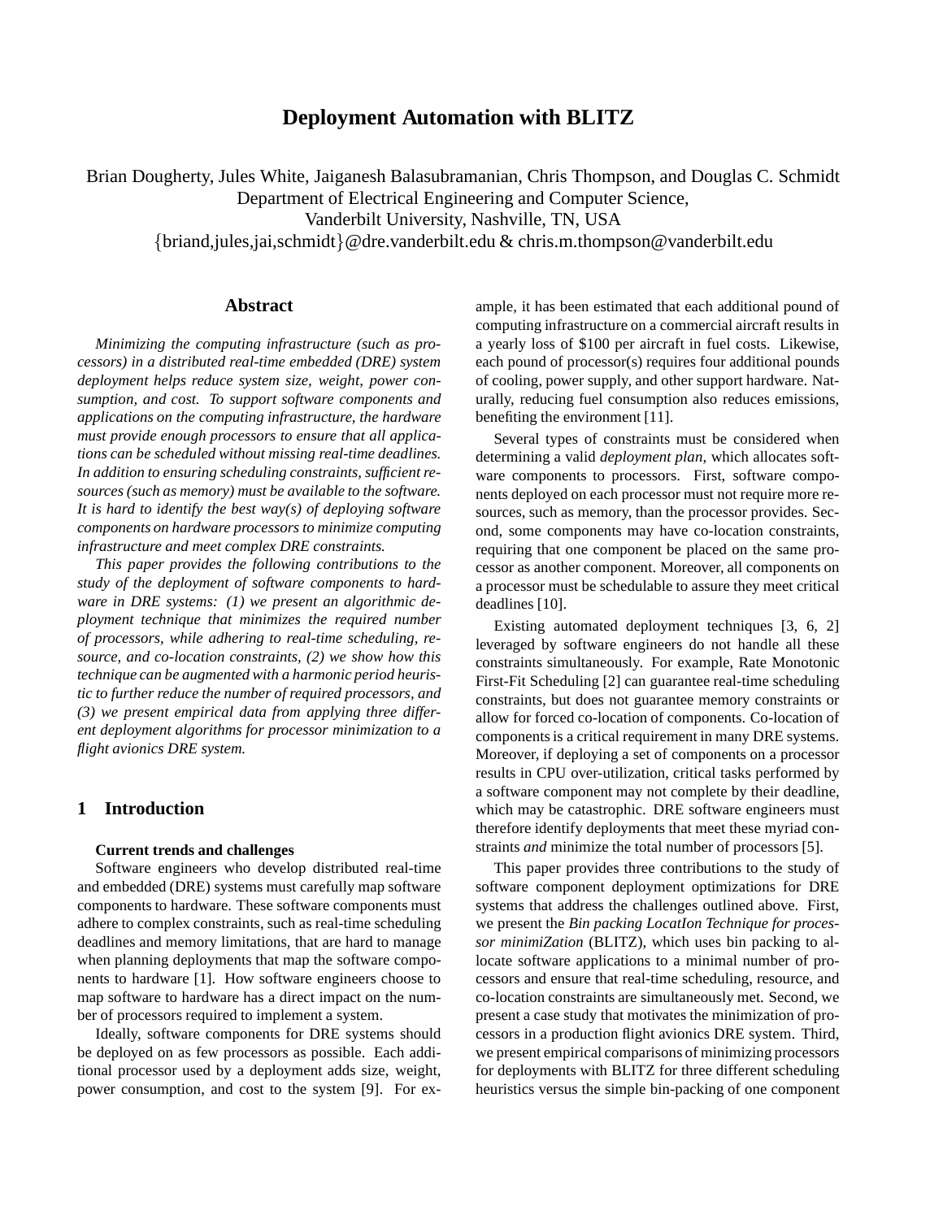# Deployment Automation with BLITZ

Brian Dougherty, Jules White, Jaiganesh Balasubramanian, Chris Thompson, and Douglas C. Schmidt
Department of Electrical Engineering and Computer Science,
Vanderbilt University, Nashville, TN, USA
{briand,jules,jai,schmidt}@dre.vanderbilt.edu & chris.m.thompson@vanderbilt.edu

## Abstract

*Minimizing the computing infrastructure (such as processors) in a distributed real-time embedded (DRE) system deployment helps reduce system size, weight, power consumption, and cost. To support software components and applications on the computing infrastructure, the hardware must provide enough processors to ensure that all applications can be scheduled without missing real-time deadlines. In addition to ensuring scheduling constraints, sufficient resources (such as memory) must be available to the software. It is hard to identify the best way(s) of deploying software components on hardware processors to minimize computing infrastructure and meet complex DRE constraints.*

*This paper provides the following contributions to the study of the deployment of software components to hardware in DRE systems: (1) we present an algorithmic deployment technique that minimizes the required number of processors, while adhering to real-time scheduling, resource, and co-location constraints, (2) we show how this technique can be augmented with a harmonic period heuristic to further reduce the number of required processors, and (3) we present empirical data from applying three different deployment algorithms for processor minimization to a flight avionics DRE system.*

## 1 Introduction

**Current trends and challenges**

Software engineers who develop distributed real-time and embedded (DRE) systems must carefully map software components to hardware. These software components must adhere to complex constraints, such as real-time scheduling deadlines and memory limitations, that are hard to manage when planning deployments that map the software components to hardware [1]. How software engineers choose to map software to hardware has a direct impact on the number of processors required to implement a system.

Ideally, software components for DRE systems should be deployed on as few processors as possible. Each additional processor used by a deployment adds size, weight, power consumption, and cost to the system [9]. For example, it has been estimated that each additional pound of computing infrastructure on a commercial aircraft results in a yearly loss of $100 per aircraft in fuel costs. Likewise, each pound of processor(s) requires four additional pounds of cooling, power supply, and other support hardware. Naturally, reducing fuel consumption also reduces emissions, benefiting the environment [11].

Several types of constraints must be considered when determining a valid *deployment plan*, which allocates software components to processors. First, software components deployed on each processor must not require more resources, such as memory, than the processor provides. Second, some components may have co-location constraints, requiring that one component be placed on the same processor as another component. Moreover, all components on a processor must be schedulable to assure they meet critical deadlines [10].

Existing automated deployment techniques [3, 6, 2] leveraged by software engineers do not handle all these constraints simultaneously. For example, Rate Monotonic First-Fit Scheduling [2] can guarantee real-time scheduling constraints, but does not guarantee memory constraints or allow for forced co-location of components. Co-location of components is a critical requirement in many DRE systems. Moreover, if deploying a set of components on a processor results in CPU over-utilization, critical tasks performed by a software component may not complete by their deadline, which may be catastrophic. DRE software engineers must therefore identify deployments that meet these myriad constraints *and* minimize the total number of processors [5].

This paper provides three contributions to the study of software component deployment optimizations for DRE systems that address the challenges outlined above. First, we present the *Bin packing LocatIon Technique for processor minimiZation* (BLITZ), which uses bin packing to allocate software applications to a minimal number of processors and ensure that real-time scheduling, resource, and co-location constraints are simultaneously met. Second, we present a case study that motivates the minimization of processors in a production flight avionics DRE system. Third, we present empirical comparisons of minimizing processors for deployments with BLITZ for three different scheduling heuristics versus the simple bin-packing of one component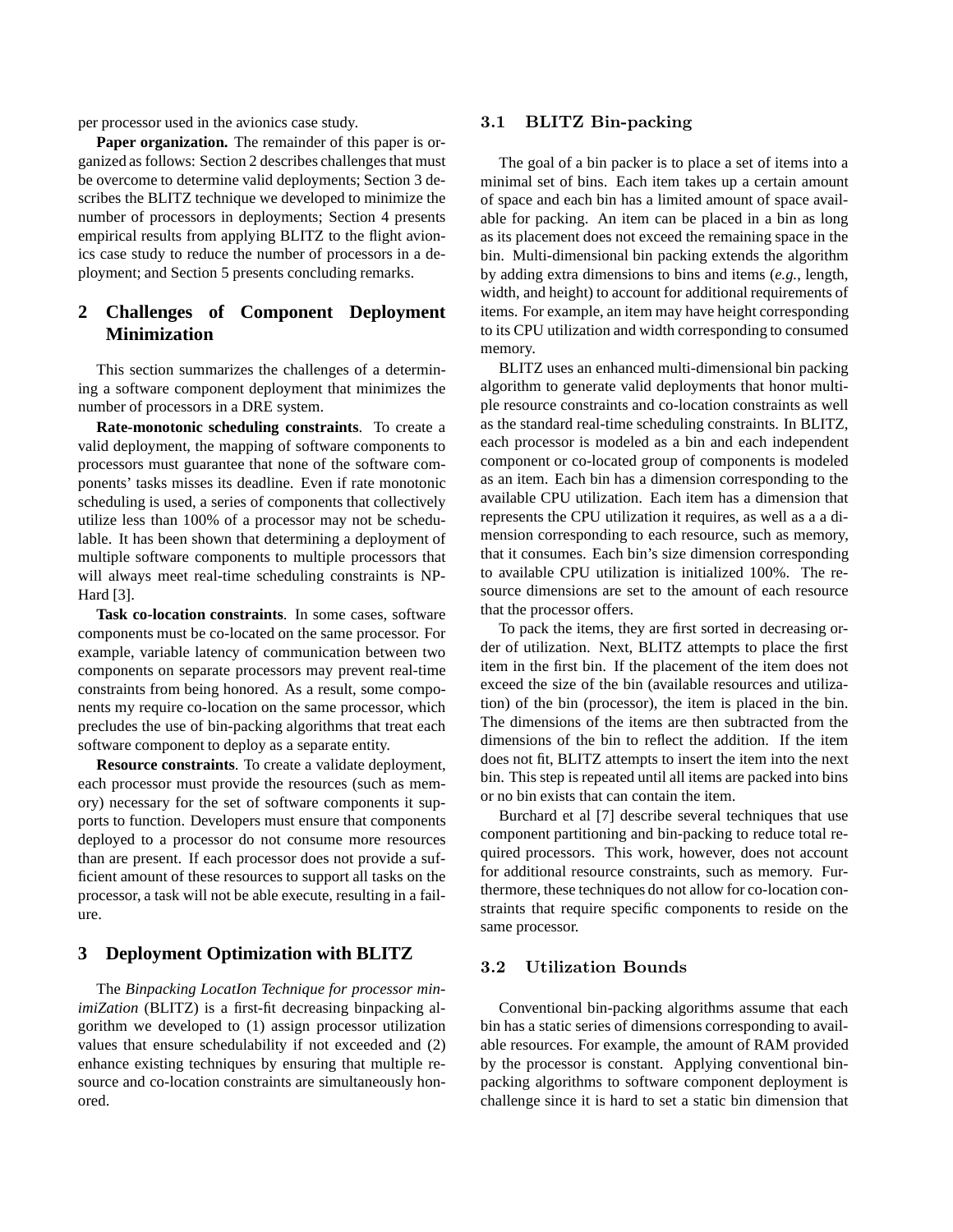per processor used in the avionics case study.

**Paper organization.** The remainder of this paper is organized as follows: Section 2 describes challenges that must be overcome to determine valid deployments; Section 3 describes the BLITZ technique we developed to minimize the number of processors in deployments; Section 4 presents empirical results from applying BLITZ to the flight avionics case study to reduce the number of processors in a deployment; and Section 5 presents concluding remarks.

## 2 Challenges of Component Deployment Minimization

This section summarizes the challenges of a determining a software component deployment that minimizes the number of processors in a DRE system.

**Rate-monotonic scheduling constraints**. To create a valid deployment, the mapping of software components to processors must guarantee that none of the software components' tasks misses its deadline. Even if rate monotonic scheduling is used, a series of components that collectively utilize less than 100% of a processor may not be schedulable. It has been shown that determining a deployment of multiple software components to multiple processors that will always meet real-time scheduling constraints is NP-Hard [3].

**Task co-location constraints**. In some cases, software components must be co-located on the same processor. For example, variable latency of communication between two components on separate processors may prevent real-time constraints from being honored. As a result, some components my require co-location on the same processor, which precludes the use of bin-packing algorithms that treat each software component to deploy as a separate entity.

**Resource constraints**. To create a validate deployment, each processor must provide the resources (such as memory) necessary for the set of software components it supports to function. Developers must ensure that components deployed to a processor do not consume more resources than are present. If each processor does not provide a sufficient amount of these resources to support all tasks on the processor, a task will not be able execute, resulting in a failure.

## 3 Deployment Optimization with BLITZ

The *Binpacking LocatIon Technique for processor minimiZation* (BLITZ) is a first-fit decreasing binpacking algorithm we developed to (1) assign processor utilization values that ensure schedulability if not exceeded and (2) enhance existing techniques by ensuring that multiple resource and co-location constraints are simultaneously honored.

### 3.1 BLITZ Bin-packing

The goal of a bin packer is to place a set of items into a minimal set of bins. Each item takes up a certain amount of space and each bin has a limited amount of space available for packing. An item can be placed in a bin as long as its placement does not exceed the remaining space in the bin. Multi-dimensional bin packing extends the algorithm by adding extra dimensions to bins and items (*e.g.*, length, width, and height) to account for additional requirements of items. For example, an item may have height corresponding to its CPU utilization and width corresponding to consumed memory.

BLITZ uses an enhanced multi-dimensional bin packing algorithm to generate valid deployments that honor multiple resource constraints and co-location constraints as well as the standard real-time scheduling constraints. In BLITZ, each processor is modeled as a bin and each independent component or co-located group of components is modeled as an item. Each bin has a dimension corresponding to the available CPU utilization. Each item has a dimension that represents the CPU utilization it requires, as well as a a dimension corresponding to each resource, such as memory, that it consumes. Each bin's size dimension corresponding to available CPU utilization is initialized 100%. The resource dimensions are set to the amount of each resource that the processor offers.

To pack the items, they are first sorted in decreasing order of utilization. Next, BLITZ attempts to place the first item in the first bin. If the placement of the item does not exceed the size of the bin (available resources and utilization) of the bin (processor), the item is placed in the bin. The dimensions of the items are then subtracted from the dimensions of the bin to reflect the addition. If the item does not fit, BLITZ attempts to insert the item into the next bin. This step is repeated until all items are packed into bins or no bin exists that can contain the item.

Burchard et al [7] describe several techniques that use component partitioning and bin-packing to reduce total required processors. This work, however, does not account for additional resource constraints, such as memory. Furthermore, these techniques do not allow for co-location constraints that require specific components to reside on the same processor.

### 3.2 Utilization Bounds

Conventional bin-packing algorithms assume that each bin has a static series of dimensions corresponding to available resources. For example, the amount of RAM provided by the processor is constant. Applying conventional bin-packing algorithms to software component deployment is challenge since it is hard to set a static bin dimension that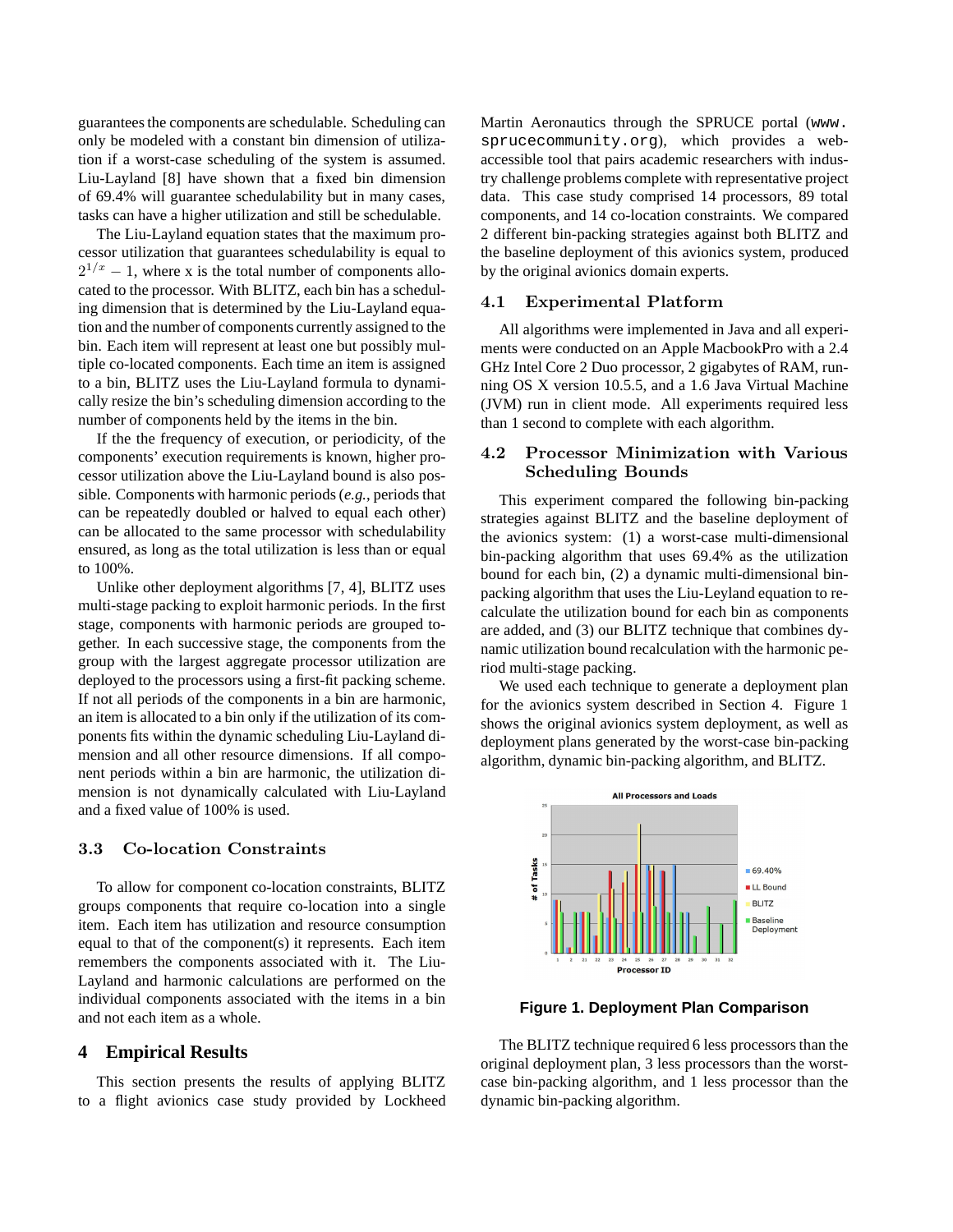guarantees the components are schedulable. Scheduling can only be modeled with a constant bin dimension of utilization if a worst-case scheduling of the system is assumed. Liu-Layland [8] have shown that a fixed bin dimension of 69.4% will guarantee schedulability but in many cases, tasks can have a higher utilization and still be schedulable.

The Liu-Layland equation states that the maximum processor utilization that guarantees schedulability is equal to $2^{1/x} - 1$, where x is the total number of components allocated to the processor. With BLITZ, each bin has a scheduling dimension that is determined by the Liu-Layland equation and the number of components currently assigned to the bin. Each item will represent at least one but possibly multiple co-located components. Each time an item is assigned to a bin, BLITZ uses the Liu-Layland formula to dynamically resize the bin's scheduling dimension according to the number of components held by the items in the bin.

If the the frequency of execution, or periodicity, of the components' execution requirements is known, higher processor utilization above the Liu-Layland bound is also possible. Components with harmonic periods (*e.g.,* periods that can be repeatedly doubled or halved to equal each other) can be allocated to the same processor with schedulability ensured, as long as the total utilization is less than or equal to 100%.

Unlike other deployment algorithms [7, 4], BLITZ uses multi-stage packing to exploit harmonic periods. In the first stage, components with harmonic periods are grouped together. In each successive stage, the components from the group with the largest aggregate processor utilization are deployed to the processors using a first-fit packing scheme. If not all periods of the components in a bin are harmonic, an item is allocated to a bin only if the utilization of its components fits within the dynamic scheduling Liu-Layland dimension and all other resource dimensions. If all component periods within a bin are harmonic, the utilization dimension is not dynamically calculated with Liu-Layland and a fixed value of 100% is used.

### 3.3 Co-location Constraints

To allow for component co-location constraints, BLITZ groups components that require co-location into a single item. Each item has utilization and resource consumption equal to that of the component(s) it represents. Each item remembers the components associated with it. The Liu-Layland and harmonic calculations are performed on the individual components associated with the items in a bin and not each item as a whole.

## 4 Empirical Results

This section presents the results of applying BLITZ to a flight avionics case study provided by Lockheed Martin Aeronautics through the SPRUCE portal (www.sprucecommunity.org), which provides a web-accessible tool that pairs academic researchers with industry challenge problems complete with representative project data. This case study comprised 14 processors, 89 total components, and 14 co-location constraints. We compared 2 different bin-packing strategies against both BLITZ and the baseline deployment of this avionics system, produced by the original avionics domain experts.

### 4.1 Experimental Platform

All algorithms were implemented in Java and all experiments were conducted on an Apple MacbookPro with a 2.4 GHz Intel Core 2 Duo processor, 2 gigabytes of RAM, running OS X version 10.5.5, and a 1.6 Java Virtual Machine (JVM) run in client mode. All experiments required less than 1 second to complete with each algorithm.

### 4.2 Processor Minimization with Various Scheduling Bounds

This experiment compared the following bin-packing strategies against BLITZ and the baseline deployment of the avionics system: (1) a worst-case multi-dimensional bin-packing algorithm that uses 69.4% as the utilization bound for each bin, (2) a dynamic multi-dimensional bin-packing algorithm that uses the Liu-Leyland equation to recalculate the utilization bound for each bin as components are added, and (3) our BLITZ technique that combines dynamic utilization bound recalculation with the harmonic period multi-stage packing.

We used each technique to generate a deployment plan for the avionics system described in Section 4. Figure 1 shows the original avionics system deployment, as well as deployment plans generated by the worst-case bin-packing algorithm, dynamic bin-packing algorithm, and BLITZ.

**Figure 1. Deployment Plan Comparison**

The BLITZ technique required 6 less processors than the original deployment plan, 3 less processors than the worst-case bin-packing algorithm, and 1 less processor than the dynamic bin-packing algorithm.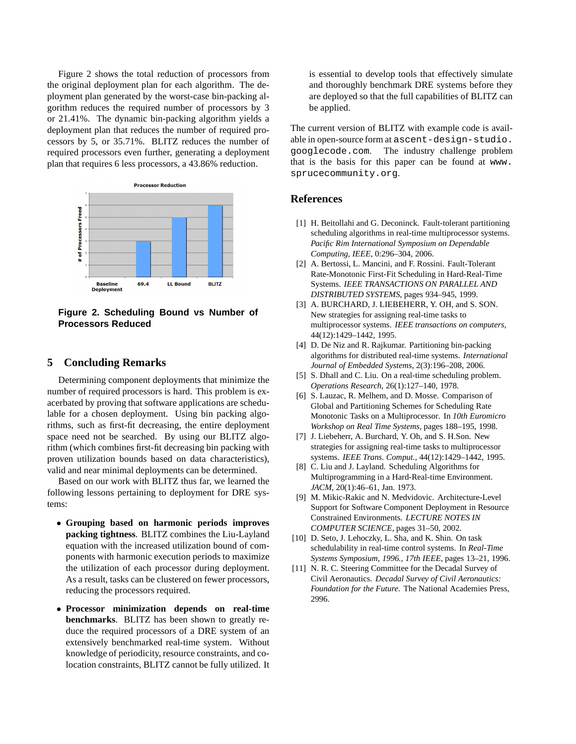Figure 2 shows the total reduction of processors from the original deployment plan for each algorithm. The deployment plan generated by the worst-case bin-packing algorithm reduces the required number of processors by 3 or 21.41%. The dynamic bin-packing algorithm yields a deployment plan that reduces the number of required processors by 5, or 35.71%. BLITZ reduces the number of required processors even further, generating a deployment plan that requires 6 less processors, a 43.86% reduction.

Processor Reduction

# of Processors Freed

0
1
2
3
4
5
6
7

Baseline Deployment
69.4
LL Bound
BLITZ

**Figure 2. Scheduling Bound vs Number of Processors Reduced**

## 5 Concluding Remarks

Determining component deployments that minimize the number of required processors is hard. This problem is exacerbated by proving that software applications are schedulable for a chosen deployment. Using bin packing algorithms, such as first-fit decreasing, the entire deployment space need not be searched. By using our BLITZ algorithm (which combines first-fit decreasing bin packing with proven utilization bounds based on data characteristics), valid and near minimal deployments can be determined.

Based on our work with BLITZ thus far, we learned the following lessons pertaining to deployment for DRE systems:

- **Grouping based on harmonic periods improves packing tightness**. BLITZ combines the Liu-Layland equation with the increased utilization bound of components with harmonic execution periods to maximize the utilization of each processor during deployment. As a result, tasks can be clustered on fewer processors, reducing the processors required.
- **Processor minimization depends on real-time benchmarks**. BLITZ has been shown to greatly reduce the required processors of a DRE system of an extensively benchmarked real-time system. Without knowledge of periodicity, resource constraints, and co-location constraints, BLITZ cannot be fully utilized. It is essential to develop tools that effectively simulate and thoroughly benchmark DRE systems before they are deployed so that the full capabilities of BLITZ can be applied.

The current version of BLITZ with example code is available in open-source form at `ascent-design-studio.googlecode.com`. The industry challenge problem that is the basis for this paper can be found at `www.sprucecommunity.org`.

## References

[1] H. Beitollahi and G. Deconinck. Fault-tolerant partitioning scheduling algorithms in real-time multiprocessor systems. *Pacific Rim International Symposium on Dependable Computing, IEEE*, 0:296–304, 2006.

[2] A. Bertossi, L. Mancini, and F. Rossini. Fault-Tolerant Rate-Monotonic First-Fit Scheduling in Hard-Real-Time Systems. *IEEE TRANSACTIONS ON PARALLEL AND DISTRIBUTED SYSTEMS*, pages 934–945, 1999.

[3] A. BURCHARD, J. LIEBEHERR, Y. OH, and S. SON. New strategies for assigning real-time tasks to multiprocessor systems. *IEEE transactions on computers*, 44(12):1429–1442, 1995.

[4] D. De Niz and R. Rajkumar. Partitioning bin-packing algorithms for distributed real-time systems. *International Journal of Embedded Systems*, 2(3):196–208, 2006.

[5] S. Dhall and C. Liu. On a real-time scheduling problem. *Operations Research*, 26(1):127–140, 1978.

[6] S. Lauzac, R. Melhem, and D. Mosse. Comparison of Global and Partitioning Schemes for Scheduling Rate Monotonic Tasks on a Multiprocessor. In *10th Euromicro Workshop on Real Time Systems*, pages 188–195, 1998.

[7] J. Liebeherr, A. Burchard, Y. Oh, and S. H.Son. New strategies for assigning real-time tasks to multiprocessor systems. *IEEE Trans. Comput.*, 44(12):1429–1442, 1995.

[8] C. Liu and J. Layland. Scheduling Algorithms for Multiprogramming in a Hard-Real-time Environment. *JACM*, 20(1):46–61, Jan. 1973.

[9] M. Mikic-Rakic and N. Medvidovic. Architecture-Level Support for Software Component Deployment in Resource Constrained Environments. *LECTURE NOTES IN COMPUTER SCIENCE*, pages 31–50, 2002.

[10] D. Seto, J. Lehoczky, L. Sha, and K. Shin. On task schedulability in real-time control systems. In *Real-Time Systems Symposium, 1996., 17th IEEE*, pages 13–21, 1996.

[11] N. R. C. Steering Committee for the Decadal Survey of Civil Aeronautics. *Decadal Survey of Civil Aeronautics: Foundation for the Future*. The National Academies Press, 2996.